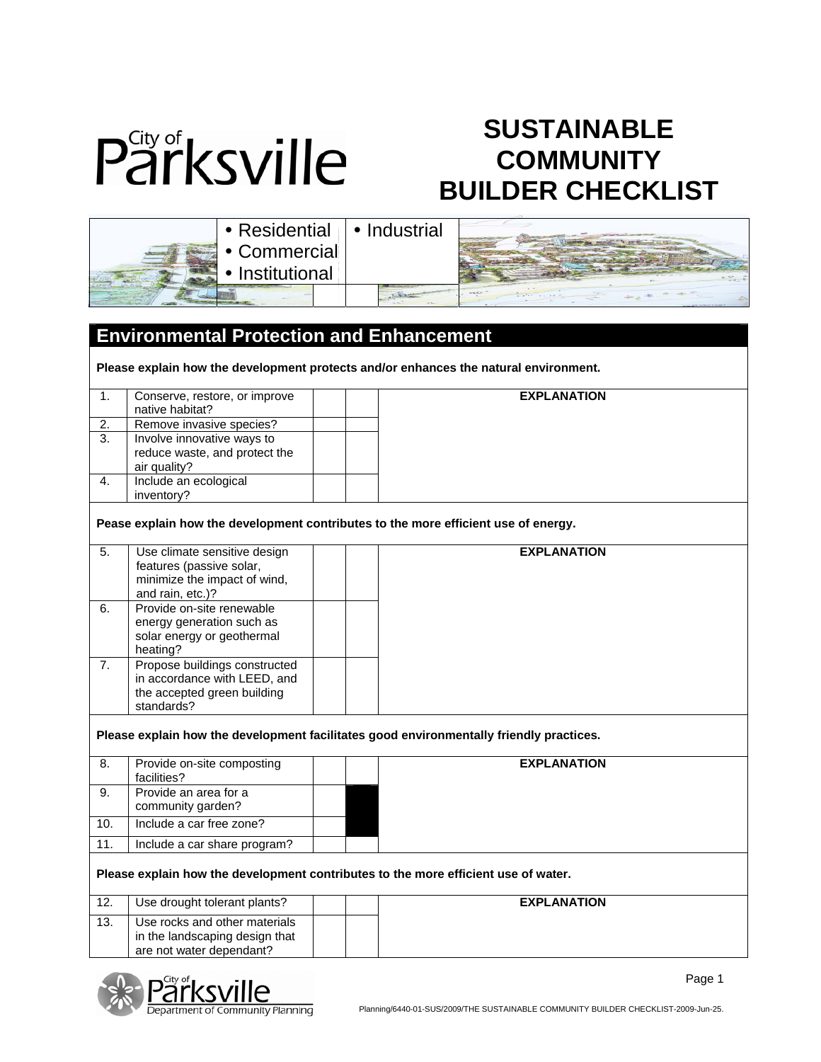City of Parksville

# SUSTAINABLE COMMUNITY BUILDER CHECKLIST

- Residential
- Commercial
- Institutional
- Industrial

## Environmental Protection and Enhancement

**Please explain how the development protects and/or enhances the natural environment.**

| | | | | **EXPLANATION** |
|---|---|---|---|---|
| 1. | Conserve, restore, or improve native habitat? | | | |
| 2. | Remove invasive species? | | | |
| 3. | Involve innovative ways to reduce waste, and protect the air quality? | | | |
| 4. | Include an ecological inventory? | | | |

**Pease explain how the development contributes to the more efficient use of energy.**

| | | | | **EXPLANATION** |
|---|---|---|---|---|
| 5. | Use climate sensitive design features (passive solar, minimize the impact of wind, and rain, etc.)? | | | |
| 6. | Provide on-site renewable energy generation such as solar energy or geothermal heating? | | | |
| 7. | Propose buildings constructed in accordance with LEED, and the accepted green building standards? | | | |

**Please explain how the development facilitates good environmentally friendly practices.**

| | | | | **EXPLANATION** |
|---|---|---|---|---|
| 8. | Provide on-site composting facilities? | | | |
| 9. | Provide an area for a community garden? | | | |
| 10. | Include a car free zone? | | | |
| 11. | Include a car share program? | | | |

**Please explain how the development contributes to the more efficient use of water.**

| | | | | **EXPLANATION** |
|---|---|---|---|---|
| 12. | Use drought tolerant plants? | | | |
| 13. | Use rocks and other materials in the landscaping design that are not water dependant? | | | |

City of Parksville Department of Community Planning

Planning/6440-01-SUS/2009/THE SUSTAINABLE COMMUNITY BUILDER CHECKLIST-2009-Jun-25.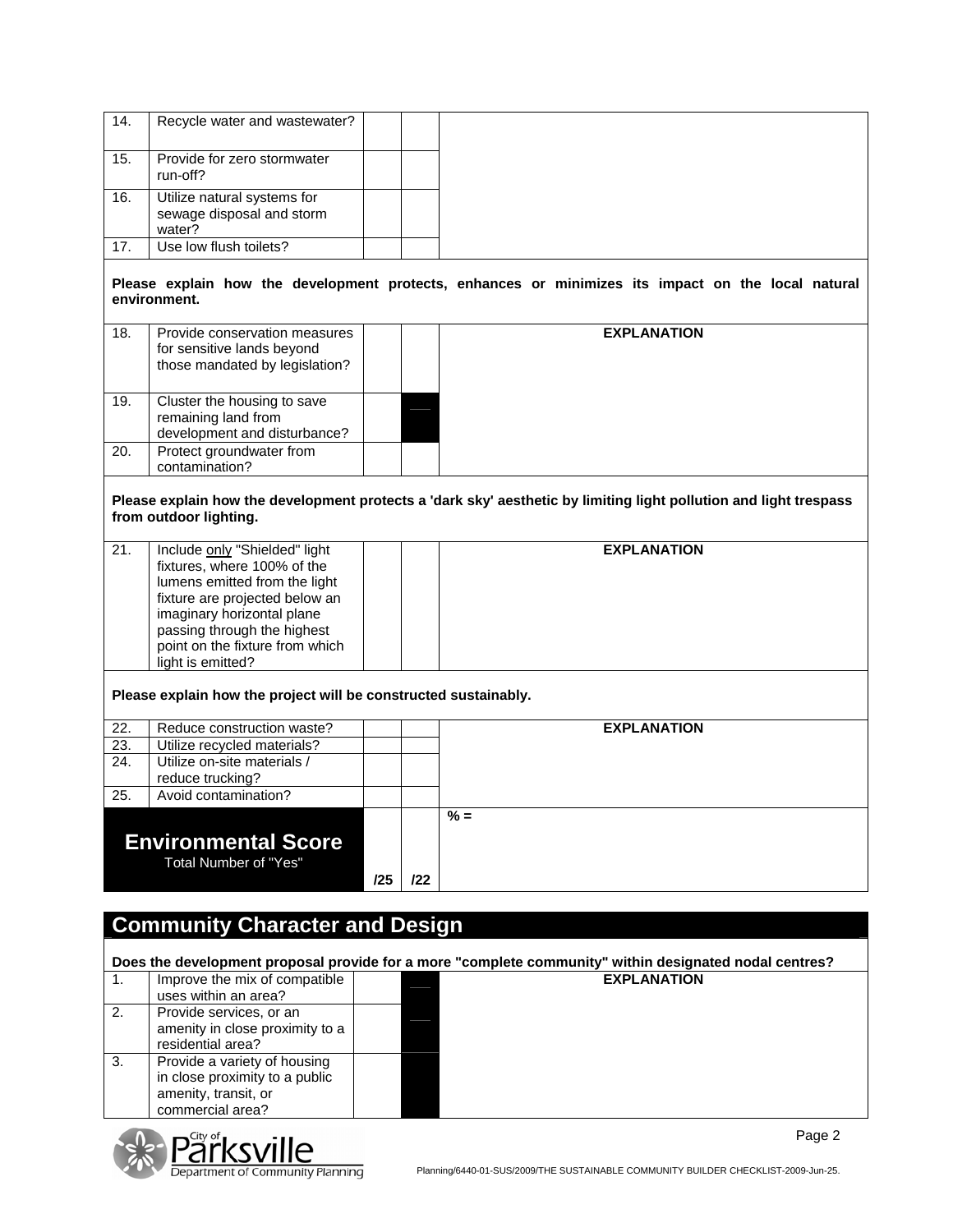| | | | | |
|---|---|---|---|---|
| 14. | Recycle water and wastewater? | | | |
| 15. | Provide for zero stormwater run-off? | | | |
| 16. | Utilize natural systems for sewage disposal and storm water? | | | |
| 17. | Use low flush toilets? | | | |

**Please explain how the development protects, enhances or minimizes its impact on the local natural environment.**

| | | | | EXPLANATION |
|---|---|---|---|---|
| 18. | Provide conservation measures for sensitive lands beyond those mandated by legislation? | | | |
| 19. | Cluster the housing to save remaining land from development and disturbance? | | | |
| 20. | Protect groundwater from contamination? | | | |

**Please explain how the development protects a 'dark sky' aesthetic by limiting light pollution and light trespass from outdoor lighting.**

| | | | | EXPLANATION |
|---|---|---|---|---|
| 21. | Include only "Shielded" light fixtures, where 100% of the lumens emitted from the light fixture are projected below an imaginary horizontal plane passing through the highest point on the fixture from which light is emitted? | | | |

**Please explain how the project will be constructed sustainably.**

| | | | | EXPLANATION |
|---|---|---|---|---|
| 22. | Reduce construction waste? | | | |
| 23. | Utilize recycled materials? | | | |
| 24. | Utilize on-site materials / reduce trucking? | | | |
| 25. | Avoid contamination? | | | |
| **Environmental Score** Total Number of "Yes" | | **/25** | **/22** | **% =** |

## Community Character and Design

**Does the development proposal provide for a more "complete community" within designated nodal centres?**

| | | | | EXPLANATION |
|---|---|---|---|---|
| 1. | Improve the mix of compatible uses within an area? | | | |
| 2. | Provide services, or an amenity in close proximity to a residential area? | | | |
| 3. | Provide a variety of housing in close proximity to a public amenity, transit, or commercial area? | | | |

City of Parksville
Department of Community Planning

Planning/6440-01-SUS/2009/THE SUSTAINABLE COMMUNITY BUILDER CHECKLIST-2009-Jun-25.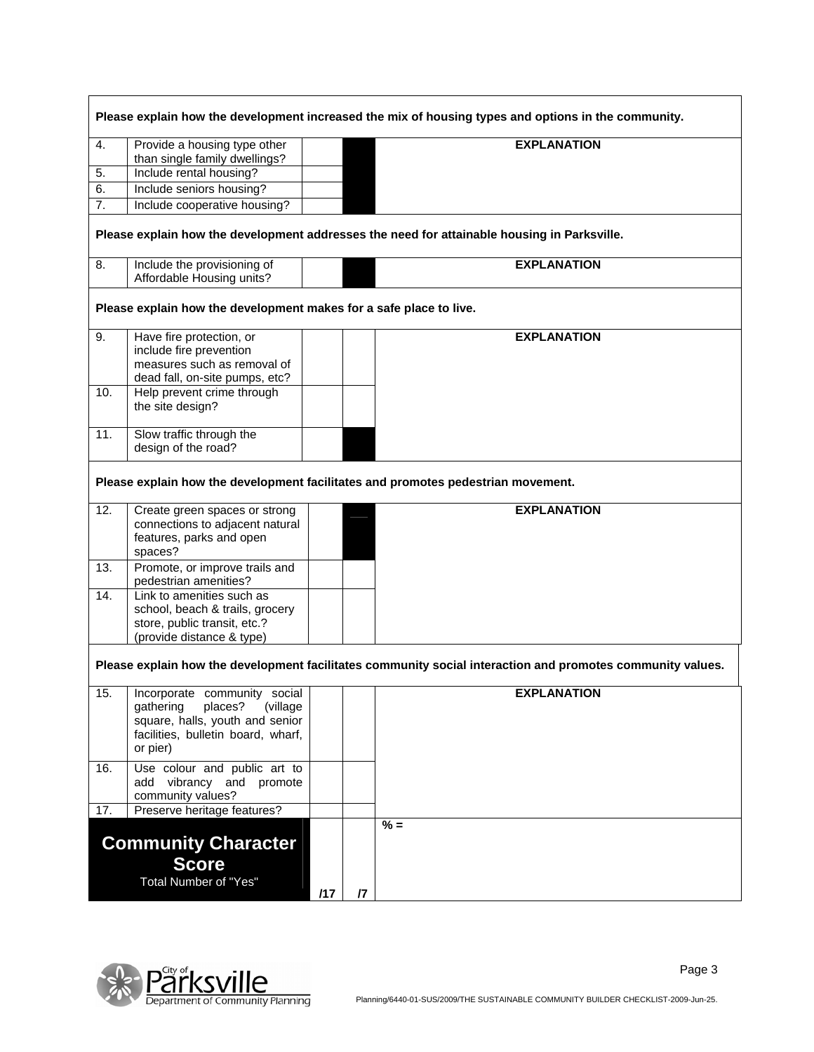| | | | | |
|---|---|---|---|---|
| **Please explain how the development increased the mix of housing types and options in the community.** | | | | |
| 4. | Provide a housing type other than single family dwellings? | | | **EXPLANATION** |
| 5. | Include rental housing? | | | |
| 6. | Include seniors housing? | | | |
| 7. | Include cooperative housing? | | | |
| **Please explain how the development addresses the need for attainable housing in Parksville.** | | | | |
| 8. | Include the provisioning of Affordable Housing units? | | | **EXPLANATION** |
| **Please explain how the development makes for a safe place to live.** | | | | |
| 9. | Have fire protection, or include fire prevention measures such as removal of dead fall, on-site pumps, etc? | | | **EXPLANATION** |
| 10. | Help prevent crime through the site design? | | | |
| 11. | Slow traffic through the design of the road? | | | |
| **Please explain how the development facilitates and promotes pedestrian movement.** | | | | |
| 12. | Create green spaces or strong connections to adjacent natural features, parks and open spaces? | | | **EXPLANATION** |
| 13. | Promote, or improve trails and pedestrian amenities? | | | |
| 14. | Link to amenities such as school, beach & trails, grocery store, public transit, etc.? (provide distance & type) | | | |
| **Please explain how the development facilitates community social interaction and promotes community values.** | | | | |
| 15. | Incorporate community social gathering places? (village square, halls, youth and senior facilities, bulletin board, wharf, or pier) | | | **EXPLANATION** |
| 16. | Use colour and public art to add vibrancy and promote community values? | | | |
| 17. | Preserve heritage features? | | | |
| **Community Character Score** Total Number of "Yes" | | /17 | /7 | **% =** |

Planning/6440-01-SUS/2009/THE SUSTAINABLE COMMUNITY BUILDER CHECKLIST-2009-Jun-25.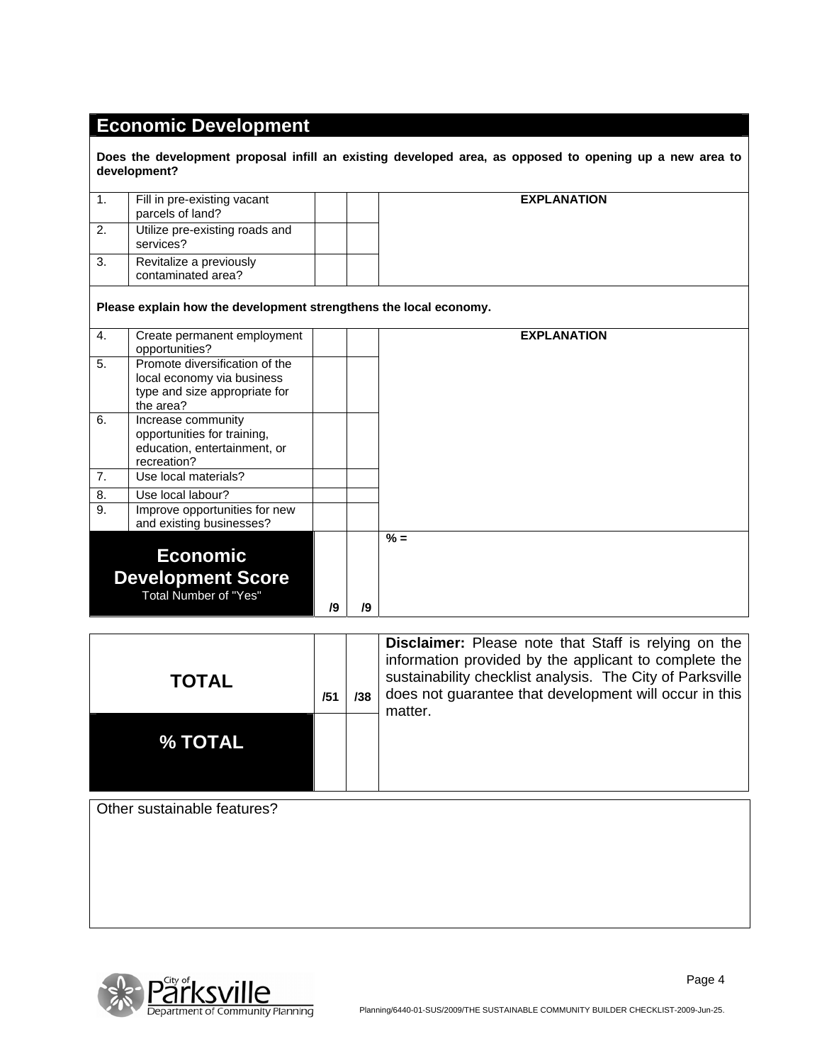## Economic Development

**Does the development proposal infill an existing developed area, as opposed to opening up a new area to development?**

| | | | | |
|---|---|---|---|---|
| 1. | Fill in pre-existing vacant parcels of land? | | | **EXPLANATION** |
| 2. | Utilize pre-existing roads and services? | | | |
| 3. | Revitalize a previously contaminated area? | | | |

**Please explain how the development strengthens the local economy.**

| | | | | |
|---|---|---|---|---|
| 4. | Create permanent employment opportunities? | | | **EXPLANATION** |
| 5. | Promote diversification of the local economy via business type and size appropriate for the area? | | | |
| 6. | Increase community opportunities for training, education, entertainment, or recreation? | | | |
| 7. | Use local materials? | | | |
| 8. | Use local labour? | | | |
| 9. | Improve opportunities for new and existing businesses? | | | |
| **Economic Development Score** Total Number of "Yes" | | **/9** | **/9** | **% =** |

| | | | |
|---|---|---|---|
| **TOTAL** | **/51** | **/38** | **Disclaimer:** Please note that Staff is relying on the information provided by the applicant to complete the sustainability checklist analysis. The City of Parksville does not guarantee that development will occur in this matter. |
| **% TOTAL** | | | |

Other sustainable features?

City of Parksville
Department of Community Planning

Planning/6440-01-SUS/2009/THE SUSTAINABLE COMMUNITY BUILDER CHECKLIST-2009-Jun-25.